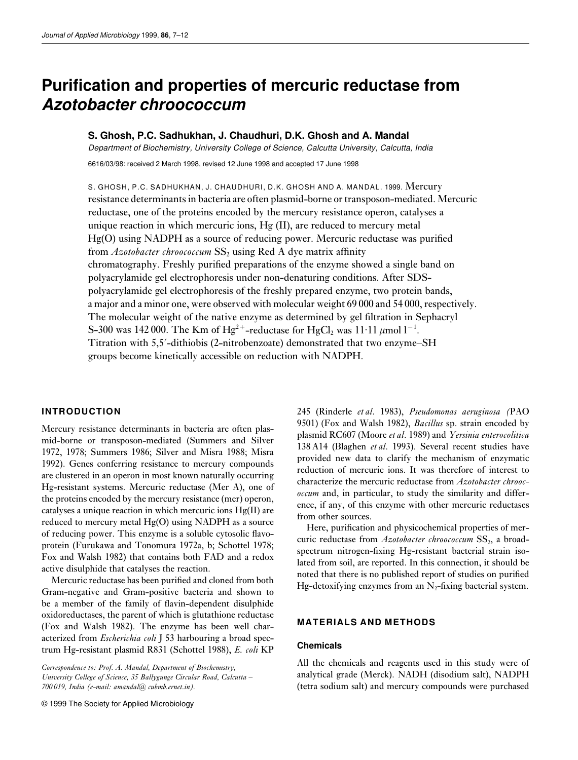# Purification and properties of mercuric reductase from *Azotobacter chroococcum*

**S. Ghosh, P.C. Sadhukhan, J. Chaudhuri, D.K. Ghosh and A. Mandal**

*Department of Biochemistry, University College of Science, Calcutta University, Calcutta, India*

6616/03/98: received 2 March 1998, revised 12 June 1998 and accepted 17 June 1998

S. GHOSH, P.C. SADHUKHAN, J. CHAUDHURI, D.K. GHOSH AND A. MANDAL. 1999. Mercury resistance determinants in bacteria are often plasmid-borne or transposon-mediated. Mercuric reductase, one of the proteins encoded by the mercury resistance operon, catalyses a unique reaction in which mercuric ions, Hg (II), are reduced to mercury metal Hg(O) using NADPH as a source of reducing power. Mercuric reductase was purified from *Azotobacter chroococcum* $SS_2$ using Red A dye matrix affinity chromatography. Freshly purified preparations of the enzyme showed a single band on polyacrylamide gel electrophoresis under non-denaturing conditions. After SDS-polyacrylamide gel electrophoresis of the freshly prepared enzyme, two protein bands, a major and a minor one, were observed with molecular weight 69 000 and 54 000, respectively. The molecular weight of the native enzyme as determined by gel filtration in Sephacryl S-300 was 142 000. The Km of $Hg^{2+}$-reductase for $HgCl_2$ was 11·11 $\mu$mol $l^{-1}$. Titration with 5,5′-dithiobis (2-nitrobenzoate) demonstrated that two enzyme–SH groups become kinetically accessible on reduction with NADPH.

## INTRODUCTION

Mercury resistance determinants in bacteria are often plasmid-borne or transposon-mediated (Summers and Silver 1972, 1978; Summers 1986; Silver and Misra 1988; Misra 1992). Genes conferring resistance to mercury compounds are clustered in an operon in most known naturally occurring Hg-resistant systems. Mercuric reductase (Mer A), one of the proteins encoded by the mercury resistance (mer) operon, catalyses a unique reaction in which mercuric ions Hg(II) are reduced to mercury metal Hg(O) using NADPH as a source of reducing power. This enzyme is a soluble cytosolic flavoprotein (Furukawa and Tonomura 1972a, b; Schottel 1978; Fox and Walsh 1982) that contains both FAD and a redox active disulphide that catalyses the reaction.

Mercuric reductase has been purified and cloned from both Gram-negative and Gram-positive bacteria and shown to be a member of the family of flavin-dependent disulphide oxidoreductases, the parent of which is glutathione reductase (Fox and Walsh 1982). The enzyme has been well characterized from *Escherichia coli* J 53 harbouring a broad spectrum Hg-resistant plasmid R831 (Schottel 1988), *E. coli* KP 245 (Rinderle *et al*. 1983), *Pseudomonas aeruginosa (*PAO 9501) (Fox and Walsh 1982), *Bacillus* sp. strain encoded by plasmid RC607 (Moore *et al*. 1989) and *Yersinia enterocolitica* 138 A14 (Blaghen *et al*. 1993). Several recent studies have provided new data to clarify the mechanism of enzymatic reduction of mercuric ions. It was therefore of interest to characterize the mercuric reductase from *Azotobacter chroococcum* and, in particular, to study the similarity and difference, if any, of this enzyme with other mercuric reductases from other sources.

Here, purification and physicochemical properties of mercuric reductase from *Azotobacter chroococcum* $SS_2$, a broad-spectrum nitrogen-fixing Hg-resistant bacterial strain isolated from soil, are reported. In this connection, it should be noted that there is no published report of studies on purified Hg-detoxifying enzymes from an $N_2$-fixing bacterial system.

*Correspondence to: Prof. A. Mandal, Department of Biochemistry, University College of Science, 35 Ballygunge Circular Road, Calcutta – 700 019, India (e-mail: amandal@ cubmb.ernet.in).*

## MATERIALS AND METHODS

### Chemicals

All the chemicals and reagents used in this study were of analytical grade (Merck). NADH (disodium salt), NADPH (tetra sodium salt) and mercury compounds were purchased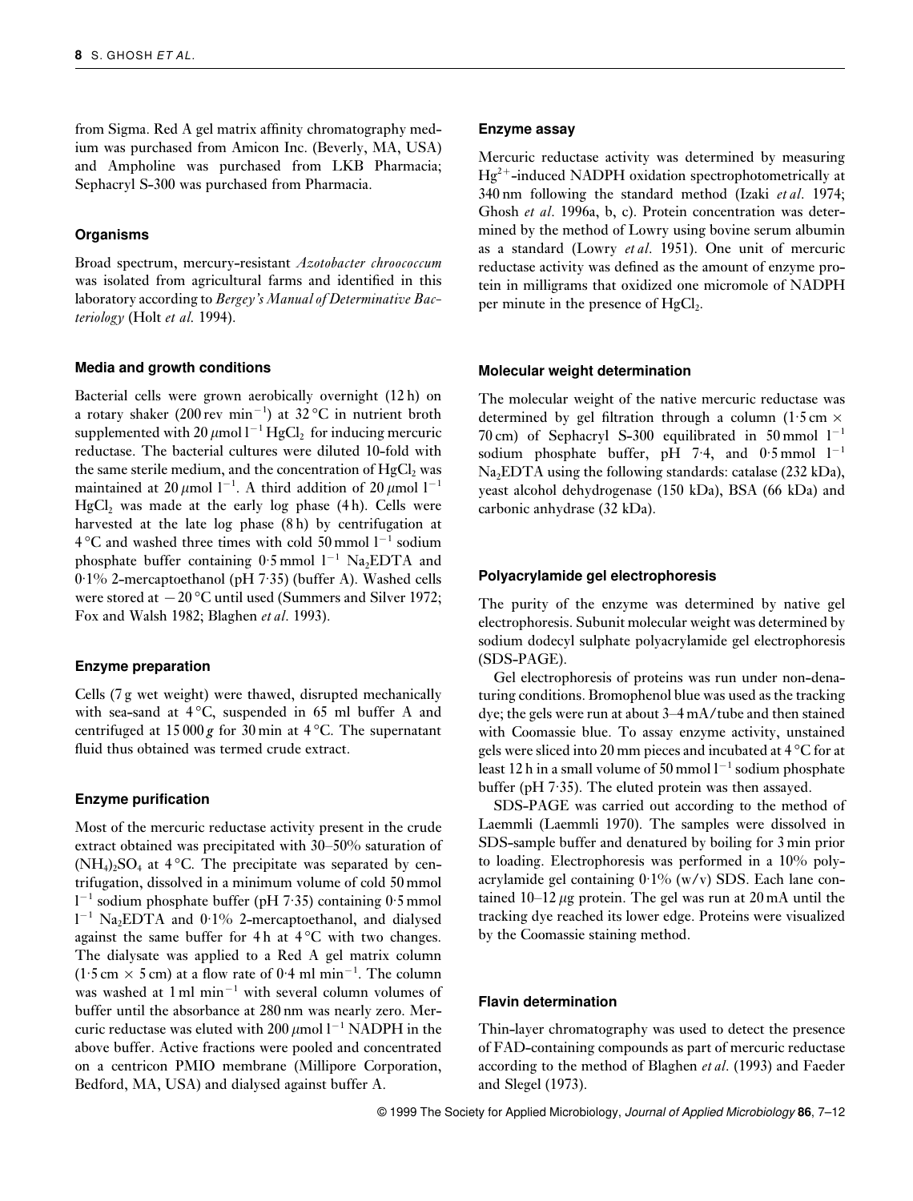from Sigma. Red A gel matrix affinity chromatography medium was purchased from Amicon Inc. (Beverly, MA, USA) and Ampholine was purchased from LKB Pharmacia; Sephacryl S-300 was purchased from Pharmacia.

## Organisms

Broad spectrum, mercury-resistant *Azotobacter chroococcum* was isolated from agricultural farms and identified in this laboratory according to *Bergey's Manual of Determinative Bacteriology* (Holt *et al.* 1994).

## Media and growth conditions

Bacterial cells were grown aerobically overnight (12 h) on a rotary shaker (200 rev $min^{-1}$) at 32 °C in nutrient broth supplemented with 20 $\mu mol\ l^{-1}$ $HgCl_2$ for inducing mercuric reductase. The bacterial cultures were diluted 10-fold with the same sterile medium, and the concentration of $HgCl_2$ was maintained at 20 $\mu mol\ l^{-1}$. A third addition of 20 $\mu mol\ l^{-1}$ $HgCl_2$ was made at the early log phase (4 h). Cells were harvested at the late log phase (8 h) by centrifugation at 4 °C and washed three times with cold 50 mmol $l^{-1}$ sodium phosphate buffer containing 0·5 mmol $l^{-1}$ $Na_2EDTA$ and 0·1% 2-mercaptoethanol (pH 7·35) (buffer A). Washed cells were stored at −20 °C until used (Summers and Silver 1972; Fox and Walsh 1982; Blaghen *et al.* 1993).

## Enzyme preparation

Cells (7 g wet weight) were thawed, disrupted mechanically with sea-sand at 4 °C, suspended in 65 ml buffer A and centrifuged at 15 000 *g* for 30 min at 4 °C. The supernatant fluid thus obtained was termed crude extract.

## Enzyme purification

Most of the mercuric reductase activity present in the crude extract obtained was precipitated with 30–50% saturation of $(NH_4)_2SO_4$ at 4 °C. The precipitate was separated by centrifugation, dissolved in a minimum volume of cold 50 mmol $l^{-1}$ sodium phosphate buffer (pH 7·35) containing 0·5 mmol $l^{-1}$ $Na_2EDTA$ and 0·1% 2-mercaptoethanol, and dialysed against the same buffer for 4 h at 4 °C with two changes. The dialysate was applied to a Red A gel matrix column (1·5 cm × 5 cm) at a flow rate of 0·4 ml $min^{-1}$. The column was washed at 1 ml $min^{-1}$ with several column volumes of buffer until the absorbance at 280 nm was nearly zero. Mercuric reductase was eluted with 200 $\mu mol\ l^{-1}$ NADPH in the above buffer. Active fractions were pooled and concentrated on a centricon PMIO membrane (Millipore Corporation, Bedford, MA, USA) and dialysed against buffer A.

## Enzyme assay

Mercuric reductase activity was determined by measuring $Hg^{2+}$-induced NADPH oxidation spectrophotometrically at 340 nm following the standard method (Izaki *et al.* 1974; Ghosh *et al.* 1996a, b, c). Protein concentration was determined by the method of Lowry using bovine serum albumin as a standard (Lowry *et al.* 1951). One unit of mercuric reductase activity was defined as the amount of enzyme protein in milligrams that oxidized one micromole of NADPH per minute in the presence of $HgCl_2$.

## Molecular weight determination

The molecular weight of the native mercuric reductase was determined by gel filtration through a column (1·5 cm × 70 cm) of Sephacryl S-300 equilibrated in 50 mmol $l^{-1}$ sodium phosphate buffer, pH 7·4, and 0·5 mmol $l^{-1}$ $Na_2EDTA$ using the following standards: catalase (232 kDa), yeast alcohol dehydrogenase (150 kDa), BSA (66 kDa) and carbonic anhydrase (32 kDa).

## Polyacrylamide gel electrophoresis

The purity of the enzyme was determined by native gel electrophoresis. Subunit molecular weight was determined by sodium dodecyl sulphate polyacrylamide gel electrophoresis (SDS-PAGE).

Gel electrophoresis of proteins was run under non-denaturing conditions. Bromophenol blue was used as the tracking dye; the gels were run at about 3–4 mA/tube and then stained with Coomassie blue. To assay enzyme activity, unstained gels were sliced into 20 mm pieces and incubated at 4 °C for at least 12 h in a small volume of 50 mmol $l^{-1}$ sodium phosphate buffer (pH 7·35). The eluted protein was then assayed.

SDS-PAGE was carried out according to the method of Laemmli (Laemmli 1970). The samples were dissolved in SDS-sample buffer and denatured by boiling for 3 min prior to loading. Electrophoresis was performed in a 10% polyacrylamide gel containing 0·1% (w/v) SDS. Each lane contained 10–12 $\mu g$ protein. The gel was run at 20 mA until the tracking dye reached its lower edge. Proteins were visualized by the Coomassie staining method.

## Flavin determination

Thin-layer chromatography was used to detect the presence of FAD-containing compounds as part of mercuric reductase according to the method of Blaghen *et al.* (1993) and Faeder and Slegel (1973).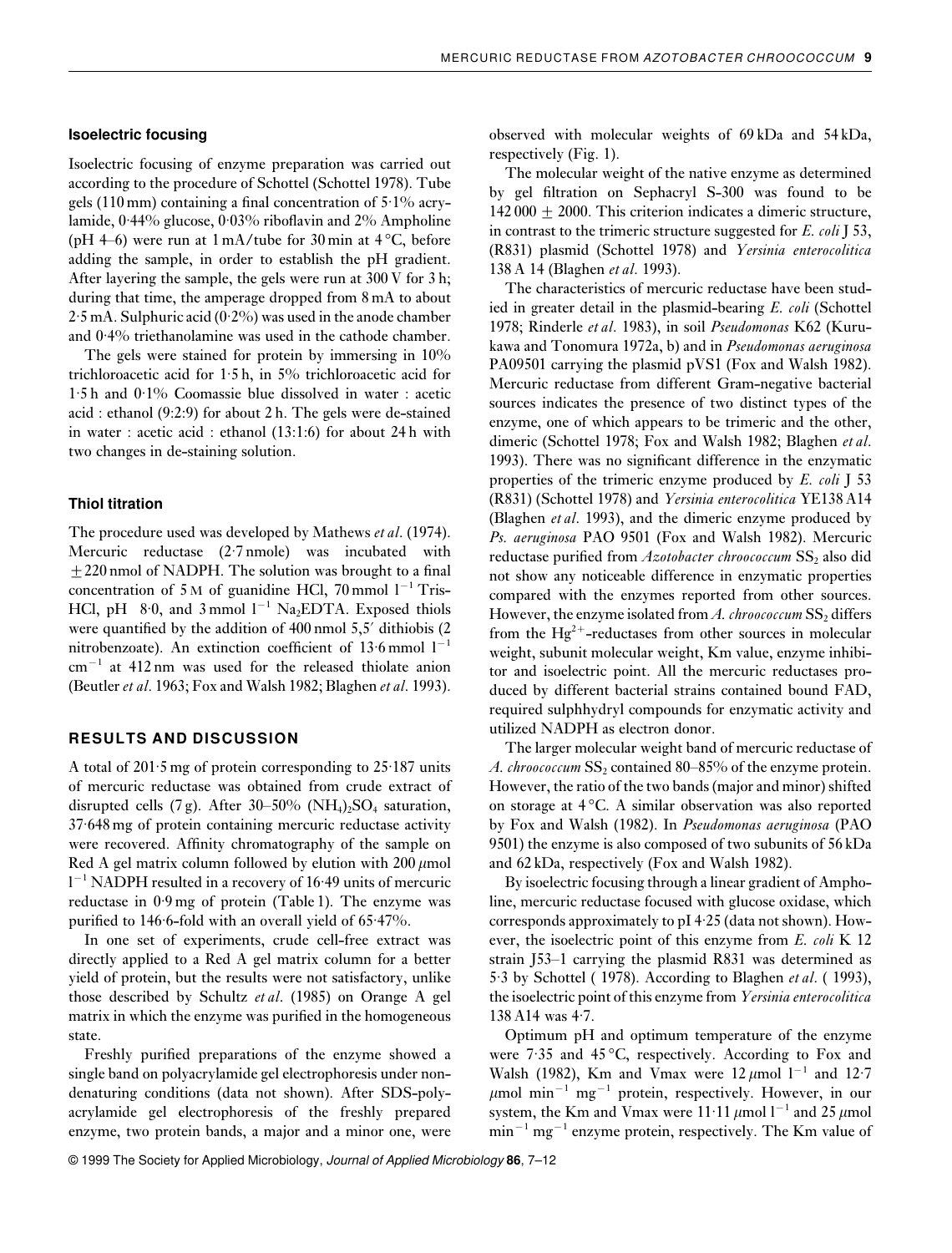### Isoelectric focusing

Isoelectric focusing of enzyme preparation was carried out according to the procedure of Schottel (Schottel 1978). Tube gels (110 mm) containing a final concentration of 5·1% acrylamide, 0·44% glucose, 0·03% riboflavin and 2% Ampholine (pH 4–6) were run at 1 mA/tube for 30 min at 4 °C, before adding the sample, in order to establish the pH gradient. After layering the sample, the gels were run at 300 V for 3 h; during that time, the amperage dropped from 8 mA to about 2·5 mA. Sulphuric acid (0·2%) was used in the anode chamber and 0·4% triethanolamine was used in the cathode chamber.

The gels were stained for protein by immersing in 10% trichloroacetic acid for 1·5 h, in 5% trichloroacetic acid for 1·5 h and 0·1% Coomassie blue dissolved in water : acetic acid : ethanol (9:2:9) for about 2 h. The gels were de-stained in water : acetic acid : ethanol (13:1:6) for about 24 h with two changes in de-staining solution.

### Thiol titration

The procedure used was developed by Mathews *et al*. (1974). Mercuric reductase (2·7 nmole) was incubated with $\pm$220 nmol of NADPH. The solution was brought to a final concentration of 5 M of guanidine HCl, 70 mmol $l^{-1}$ Tris-HCl, pH 8·0, and 3 mmol $l^{-1}$ $Na_2EDTA$. Exposed thiols were quantified by the addition of 400 nmol 5,5′ dithiobis (2 nitrobenzoate). An extinction coefficient of 13·6 mmol $l^{-1}$ $cm^{-1}$ at 412 nm was used for the released thiolate anion (Beutler *et al*. 1963; Fox and Walsh 1982; Blaghen *et al*. 1993).

## RESULTS AND DISCUSSION

A total of 201·5 mg of protein corresponding to 25·187 units of mercuric reductase was obtained from crude extract of disrupted cells (7 g). After 30–50% $(NH_4)_2SO_4$ saturation, 37·648 mg of protein containing mercuric reductase activity were recovered. Affinity chromatography of the sample on Red A gel matrix column followed by elution with 200 $\mu$mol $l^{-1}$ NADPH resulted in a recovery of 16·49 units of mercuric reductase in 0·9 mg of protein (Table 1). The enzyme was purified to 146·6-fold with an overall yield of 65·47%.

In one set of experiments, crude cell-free extract was directly applied to a Red A gel matrix column for a better yield of protein, but the results were not satisfactory, unlike those described by Schultz *et al*. (1985) on Orange A gel matrix in which the enzyme was purified in the homogeneous state.

Freshly purified preparations of the enzyme showed a single band on polyacrylamide gel electrophoresis under non-denaturing conditions (data not shown). After SDS-polyacrylamide gel electrophoresis of the freshly prepared enzyme, two protein bands, a major and a minor one, were observed with molecular weights of 69 kDa and 54 kDa, respectively (Fig. 1).

The molecular weight of the native enzyme as determined by gel filtration on Sephacryl S-300 was found to be 142 000 $\pm$ 2000. This criterion indicates a dimeric structure, in contrast to the trimeric structure suggested for *E. coli* J 53, (R831) plasmid (Schottel 1978) and *Yersinia enterocolitica* 138 A 14 (Blaghen *et al*. 1993).

The characteristics of mercuric reductase have been studied in greater detail in the plasmid-bearing *E. coli* (Schottel 1978; Rinderle *et al*. 1983), in soil *Pseudomonas* K62 (Kurukawa and Tonomura 1972a, b) and in *Pseudomonas aeruginosa* PA09501 carrying the plasmid pVS1 (Fox and Walsh 1982). Mercuric reductase from different Gram-negative bacterial sources indicates the presence of two distinct types of the enzyme, one of which appears to be trimeric and the other, dimeric (Schottel 1978; Fox and Walsh 1982; Blaghen *et al*. 1993). There was no significant difference in the enzymatic properties of the trimeric enzyme produced by *E. coli* J 53 (R831) (Schottel 1978) and *Yersinia enterocolitica* YE138 A14 (Blaghen *et al*. 1993), and the dimeric enzyme produced by *Ps. aeruginosa* PAO 9501 (Fox and Walsh 1982). Mercuric reductase purified from *Azotobacter chroococcum* $SS_2$ also did not show any noticeable difference in enzymatic properties compared with the enzymes reported from other sources. However, the enzyme isolated from *A. chroococcum* $SS_2$ differs from the $Hg^{2+}$-reductases from other sources in molecular weight, subunit molecular weight, Km value, enzyme inhibitor and isoelectric point. All the mercuric reductases produced by different bacterial strains contained bound FAD, required sulphhydryl compounds for enzymatic activity and utilized NADPH as electron donor.

The larger molecular weight band of mercuric reductase of *A. chroococcum* $SS_2$ contained 80–85% of the enzyme protein. However, the ratio of the two bands (major and minor) shifted on storage at 4 °C. A similar observation was also reported by Fox and Walsh (1982). In *Pseudomonas aeruginosa* (PAO 9501) the enzyme is also composed of two subunits of 56 kDa and 62 kDa, respectively (Fox and Walsh 1982).

By isoelectric focusing through a linear gradient of Ampholine, mercuric reductase focused with glucose oxidase, which corresponds approximately to pI 4·25 (data not shown). However, the isoelectric point of this enzyme from *E. coli* K 12 strain J53–1 carrying the plasmid R831 was determined as 5·3 by Schottel ( 1978). According to Blaghen *et al*. ( 1993), the isoelectric point of this enzyme from *Yersinia enterocolitica* 138 A14 was 4·7.

Optimum pH and optimum temperature of the enzyme were 7·35 and 45 °C, respectively. According to Fox and Walsh (1982), Km and Vmax were 12 $\mu$mol $l^{-1}$ and 12·7 $\mu$mol $min^{-1}$ $mg^{-1}$ protein, respectively. However, in our system, the Km and Vmax were 11·11 $\mu$mol $l^{-1}$ and 25 $\mu$mol $min^{-1}$ $mg^{-1}$ enzyme protein, respectively. The Km value of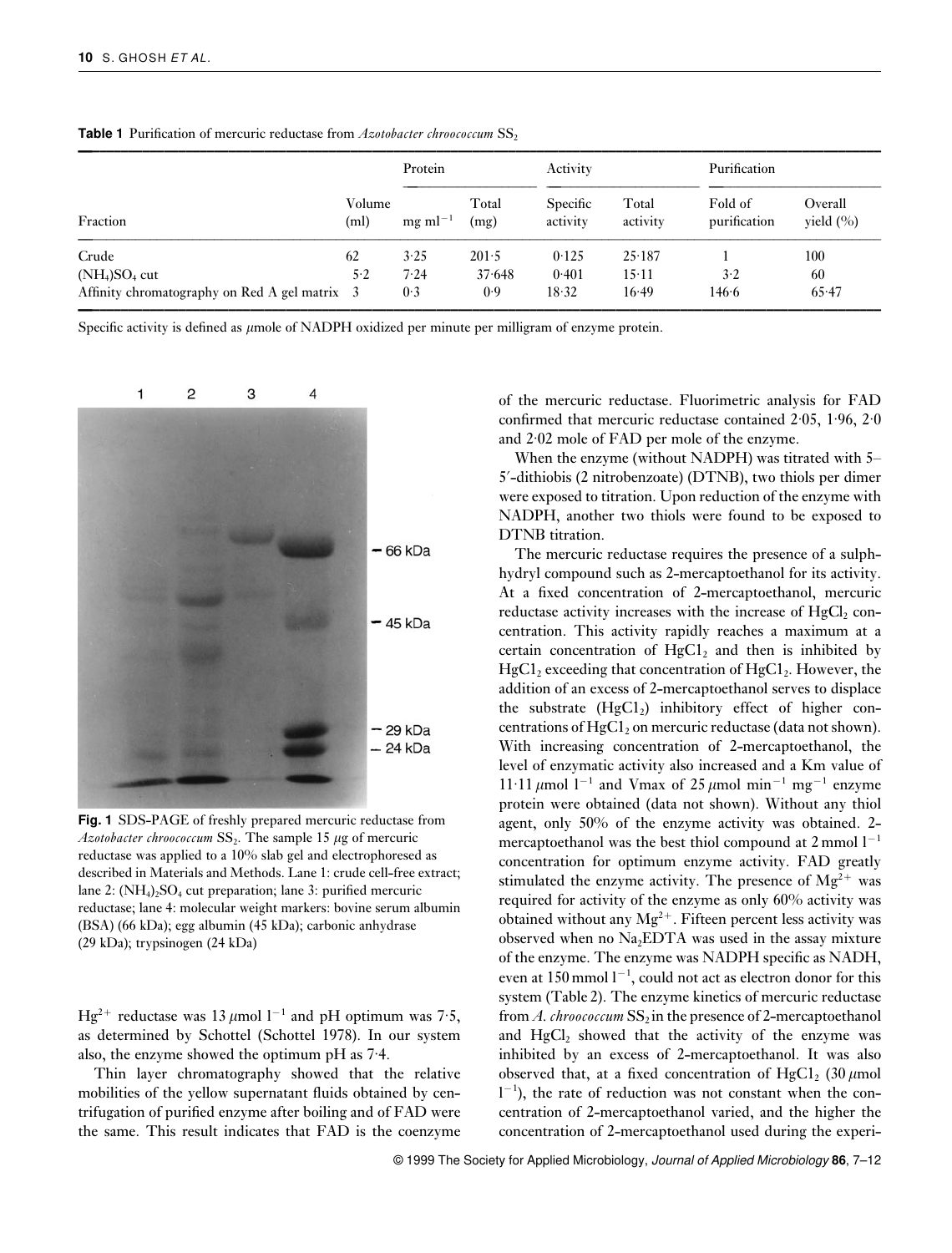**Table 1** Purification of mercuric reductase from *Azotobacter chroococcum* $SS_2$

| Fraction | Volume (ml) | Protein | | Activity | | Purification | |
|---|---|---|---|---|---|---|---|
| | | $mg\ ml^{-1}$ | Total (mg) | Specific activity | Total activity | Fold of purification | Overall yield (%) |
| Crude | 62 | 3·25 | 201·5 | 0·125 | 25·187 | 1 | 100 |
| $(NH_4)SO_4$ cut | 5·2 | 7·24 | 37·648 | 0·401 | 15·11 | 3·2 | 60 |
| Affinity chromatography on Red A gel matrix | 3 | 0·3 | 0·9 | 18·32 | 16·49 | 146·6 | 65·47 |

Specific activity is defined as μmole of NADPH oxidized per minute per milligram of enzyme protein.

**Fig. 1** SDS-PAGE of freshly prepared mercuric reductase from *Azotobacter chroococcum* $SS_2$. The sample 15 μg of mercuric reductase was applied to a 10% slab gel and electrophoresed as described in Materials and Methods. Lane 1: crude cell-free extract; lane 2: $(NH_4)_2SO_4$ cut preparation; lane 3: purified mercuric reductase; lane 4: molecular weight markers: bovine serum albumin (BSA) (66 kDa); egg albumin (45 kDa); carbonic anhydrase (29 kDa); trypsinogen (24 kDa)

$Hg^{2+}$ reductase was 13 $\mu mol\ l^{-1}$ and pH optimum was 7·5, as determined by Schottel (Schottel 1978). In our system also, the enzyme showed the optimum pH as 7·4.

Thin layer chromatography showed that the relative mobilities of the yellow supernatant fluids obtained by centrifugation of purified enzyme after boiling and of FAD were the same. This result indicates that FAD is the coenzyme of the mercuric reductase. Fluorimetric analysis for FAD confirmed that mercuric reductase contained 2·05, 1·96, 2·0 and 2·02 mole of FAD per mole of the enzyme.

When the enzyme (without NADPH) was titrated with 5–5′-dithiobis (2 nitrobenzoate) (DTNB), two thiols per dimer were exposed to titration. Upon reduction of the enzyme with NADPH, another two thiols were found to be exposed to DTNB titration.

The mercuric reductase requires the presence of a sulphhydryl compound such as 2-mercaptoethanol for its activity. At a fixed concentration of 2-mercaptoethanol, mercuric reductase activity increases with the increase of $HgCl_2$ concentration. This activity rapidly reaches a maximum at a certain concentration of $HgCl_2$ and then is inhibited by $HgCl_2$ exceeding that concentration of $HgCl_2$. However, the addition of an excess of 2-mercaptoethanol serves to displace the substrate ($HgCl_2$) inhibitory effect of higher concentrations of $HgCl_2$ on mercuric reductase (data not shown). With increasing concentration of 2-mercaptoethanol, the level of enzymatic activity also increased and a Km value of 11·11 $\mu mol\ l^{-1}$ and Vmax of 25 $\mu mol\ min^{-1}\ mg^{-1}$ enzyme protein were obtained (data not shown). Without any thiol agent, only 50% of the enzyme activity was obtained. 2-mercaptoethanol was the best thiol compound at 2 $mmol\ l^{-1}$ concentration for optimum enzyme activity. FAD greatly stimulated the enzyme activity. The presence of $Mg^{2+}$ was required for activity of the enzyme as only 60% activity was obtained without any $Mg^{2+}$. Fifteen percent less activity was observed when no $Na_2EDTA$ was used in the assay mixture of the enzyme. The enzyme was NADPH specific as NADH, even at 150 $mmol\ l^{-1}$, could not act as electron donor for this system (Table 2). The enzyme kinetics of mercuric reductase from *A. chroococcum* $SS_2$ in the presence of 2-mercaptoethanol and $HgCl_2$ showed that the activity of the enzyme was inhibited by an excess of 2-mercaptoethanol. It was also observed that, at a fixed concentration of $HgCl_2$ (30 $\mu mol\ l^{-1}$), the rate of reduction was not constant when the concentration of 2-mercaptoethanol varied, and the higher the concentration of 2-mercaptoethanol used during the experi-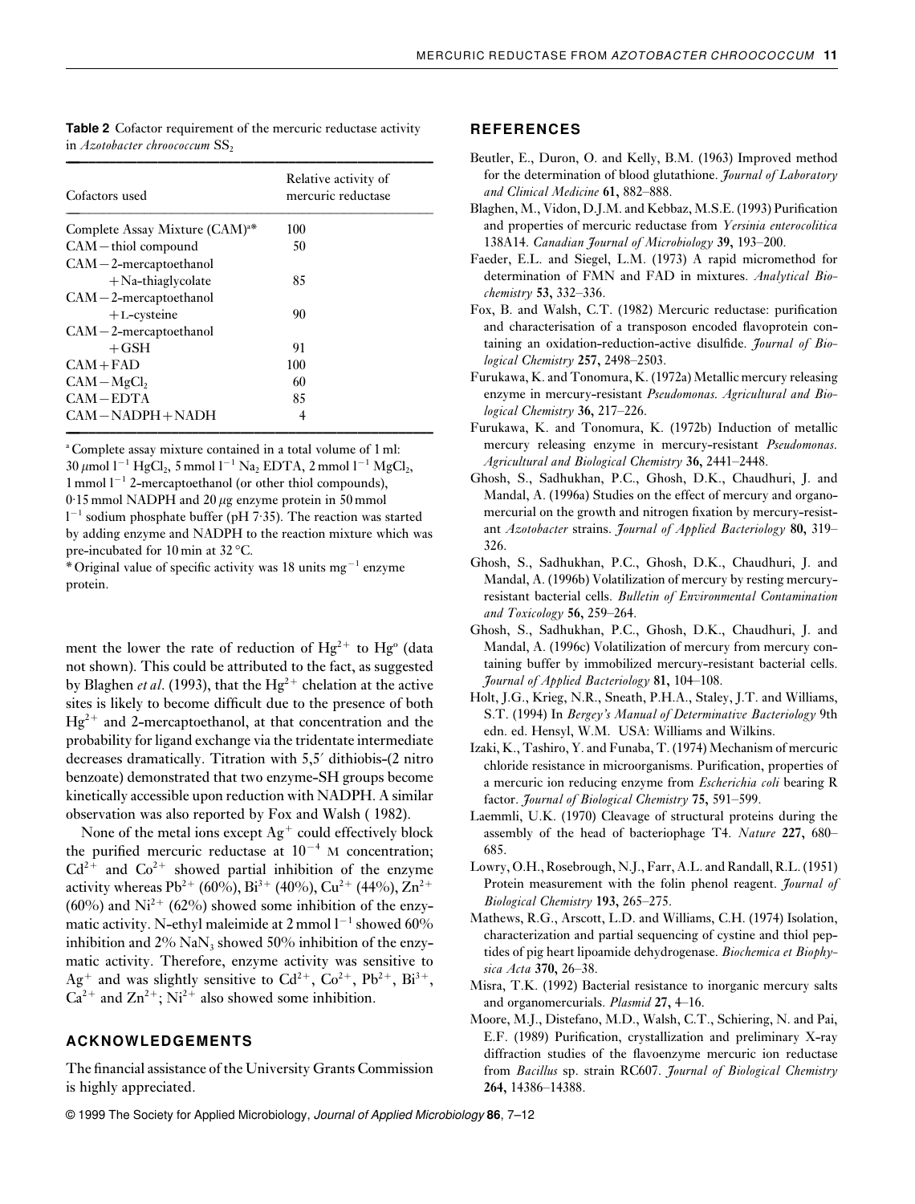**Table 2** Cofactor requirement of the mercuric reductase activity in *Azotobacter chroococcum* $SS_2$

| Cofactors used | Relative activity of mercuric reductase |
|---|---|
| Complete Assay Mixture (CAM)[a]* | 100 |
| CAM − thiol compound | 50 |
| CAM − 2-mercaptoethanol + Na-thiaglycolate | 85 |
| CAM − 2-mercaptoethanol + L-cysteine | 90 |
| CAM − 2-mercaptoethanol + GSH | 91 |
| CAM + FAD | 100 |
| CAM − $MgCl_2$ | 60 |
| CAM − EDTA | 85 |
| CAM − NADPH + NADH | 4 |

[a] Complete assay mixture contained in a total volume of 1 ml: 30 $\mu$mol $l^{-1}$ $HgCl_2$, 5 mmol $l^{-1}$ $Na_2$ EDTA, 2 mmol $l^{-1}$ $MgCl_2$, 1 mmol $l^{-1}$ 2-mercaptoethanol (or other thiol compounds), 0·15 mmol NADPH and 20 $\mu$g enzyme protein in 50 mmol $l^{-1}$ sodium phosphate buffer (pH 7·35). The reaction was started by adding enzyme and NADPH to the reaction mixture which was pre-incubated for 10 min at 32 °C.

\* Original value of specific activity was 18 units $mg^{-1}$ enzyme protein.

ment the lower the rate of reduction of $Hg^{2+}$ to $Hg^{o}$ (data not shown). This could be attributed to the fact, as suggested by Blaghen *et al*. (1993), that the $Hg^{2+}$ chelation at the active sites is likely to become difficult due to the presence of both $Hg^{2+}$ and 2-mercaptoethanol, at that concentration and the probability for ligand exchange via the tridentate intermediate decreases dramatically. Titration with 5,5′ dithiobis-(2 nitro benzoate) demonstrated that two enzyme-SH groups become kinetically accessible upon reduction with NADPH. A similar observation was also reported by Fox and Walsh ( 1982).

None of the metal ions except $Ag^{+}$ could effectively block the purified mercuric reductase at $10^{-4}$ M concentration; $Cd^{2+}$ and $Co^{2+}$ showed partial inhibition of the enzyme activity whereas $Pb^{2+}$ (60%), $Bi^{3+}$ (40%), $Cu^{2+}$ (44%), $Zn^{2+}$ (60%) and $Ni^{2+}$ (62%) showed some inhibition of the enzymatic activity. N-ethyl maleimide at 2 mmol $l^{-1}$ showed 60% inhibition and 2% $NaN_3$ showed 50% inhibition of the enzymatic activity. Therefore, enzyme activity was sensitive to $Ag^{+}$ and was slightly sensitive to $Cd^{2+}$, $Co^{2+}$, $Pb^{2+}$, $Bi^{3+}$, $Ca^{2+}$ and $Zn^{2+}$; $Ni^{2+}$ also showed some inhibition.

## ACKNOWLEDGEMENTS

The financial assistance of the University Grants Commission is highly appreciated.

## REFERENCES

Beutler, E., Duron, O. and Kelly, B.M. (1963) Improved method for the determination of blood glutathione. *Journal of Laboratory and Clinical Medicine* **61,** 882–888.

Blaghen, M., Vidon, D.J.M. and Kebbaz, M.S.E. (1993) Purification and properties of mercuric reductase from *Yersinia enterocolitica* 138A14. *Canadian Journal of Microbiology* **39,** 193–200.

Faeder, E.L. and Siegel, L.M. (1973) A rapid micromethod for determination of FMN and FAD in mixtures. *Analytical Biochemistry* **53,** 332–336.

Fox, B. and Walsh, C.T. (1982) Mercuric reductase: purification and characterisation of a transposon encoded flavoprotein containing an oxidation-reduction-active disulfide. *Journal of Biological Chemistry* **257,** 2498–2503.

Furukawa, K. and Tonomura, K. (1972a) Metallic mercury releasing enzyme in mercury-resistant *Pseudomonas*. *Agricultural and Biological Chemistry* **36,** 217–226.

Furukawa, K. and Tonomura, K. (1972b) Induction of metallic mercury releasing enzyme in mercury-resistant *Pseudomonas*. *Agricultural and Biological Chemistry* **36,** 2441–2448.

Ghosh, S., Sadhukhan, P.C., Ghosh, D.K., Chaudhuri, J. and Mandal, A. (1996a) Studies on the effect of mercury and organomercurial on the growth and nitrogen fixation by mercury-resistant *Azotobacter* strains. *Journal of Applied Bacteriology* **80,** 319–326.

Ghosh, S., Sadhukhan, P.C., Ghosh, D.K., Chaudhuri, J. and Mandal, A. (1996b) Volatilization of mercury by resting mercury-resistant bacterial cells. *Bulletin of Environmental Contamination and Toxicology* **56,** 259–264.

Ghosh, S., Sadhukhan, P.C., Ghosh, D.K., Chaudhuri, J. and Mandal, A. (1996c) Volatilization of mercury from mercury containing buffer by immobilized mercury-resistant bacterial cells. *Journal of Applied Bacteriology* **81,** 104–108.

Holt, J.G., Krieg, N.R., Sneath, P.H.A., Staley, J.T. and Williams, S.T. (1994) In *Bergey's Manual of Determinative Bacteriology* 9th edn. ed. Hensyl, W.M. USA: Williams and Wilkins.

Izaki, K., Tashiro, Y. and Funaba, T. (1974) Mechanism of mercuric chloride resistance in microorganisms. Purification, properties of a mercuric ion reducing enzyme from *Escherichia coli* bearing R factor. *Journal of Biological Chemistry* **75,** 591–599.

Laemmli, U.K. (1970) Cleavage of structural proteins during the assembly of the head of bacteriophage T4. *Nature* **227,** 680–685.

Lowry, O.H., Rosebrough, N.J., Farr, A.L. and Randall, R.L. (1951) Protein measurement with the folin phenol reagent. *Journal of Biological Chemistry* **193,** 265–275.

Mathews, R.G., Arscott, L.D. and Williams, C.H. (1974) Isolation, characterization and partial sequencing of cystine and thiol peptides of pig heart lipoamide dehydrogenase. *Biochemica et Biophysica Acta* **370,** 26–38.

Misra, T.K. (1992) Bacterial resistance to inorganic mercury salts and organomercurials. *Plasmid* **27,** 4–16.

Moore, M.J., Distefano, M.D., Walsh, C.T., Schiering, N. and Pai, E.F. (1989) Purification, crystallization and preliminary X-ray diffraction studies of the flavoenzyme mercuric ion reductase from *Bacillus* sp. strain RC607. *Journal of Biological Chemistry* **264,** 14386–14388.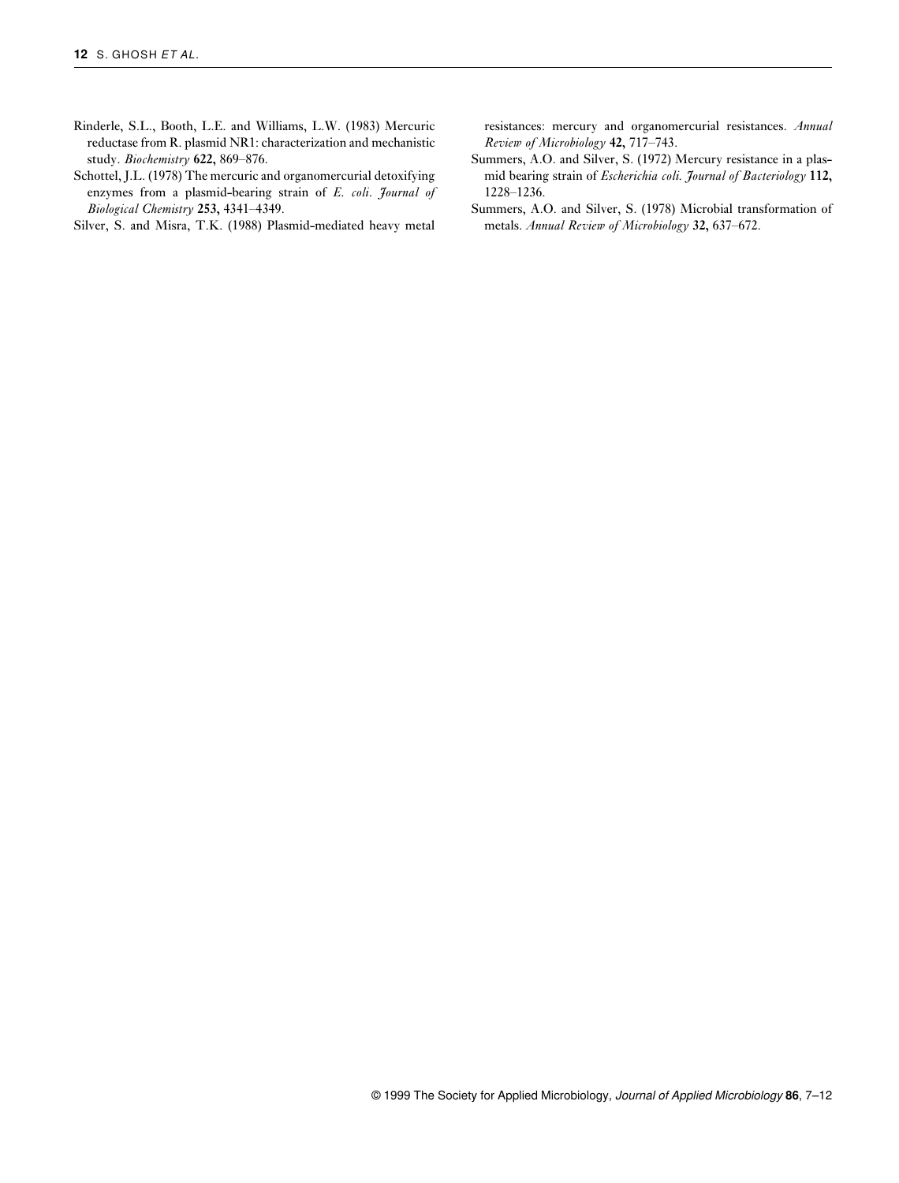Rinderle, S.L., Booth, L.E. and Williams, L.W. (1983) Mercuric reductase from R. plasmid NR1: characterization and mechanistic study. *Biochemistry* **622,** 869–876.

Schottel, J.L. (1978) The mercuric and organomercurial detoxifying enzymes from a plasmid-bearing strain of *E. coli*. *Journal of Biological Chemistry* **253,** 4341–4349.

Silver, S. and Misra, T.K. (1988) Plasmid-mediated heavy metal resistances: mercury and organomercurial resistances. *Annual Review of Microbiology* **42,** 717–743.

Summers, A.O. and Silver, S. (1972) Mercury resistance in a plasmid bearing strain of *Escherichia coli. Journal of Bacteriology* **112,** 1228–1236.

Summers, A.O. and Silver, S. (1978) Microbial transformation of metals. *Annual Review of Microbiology* **32,** 637–672.